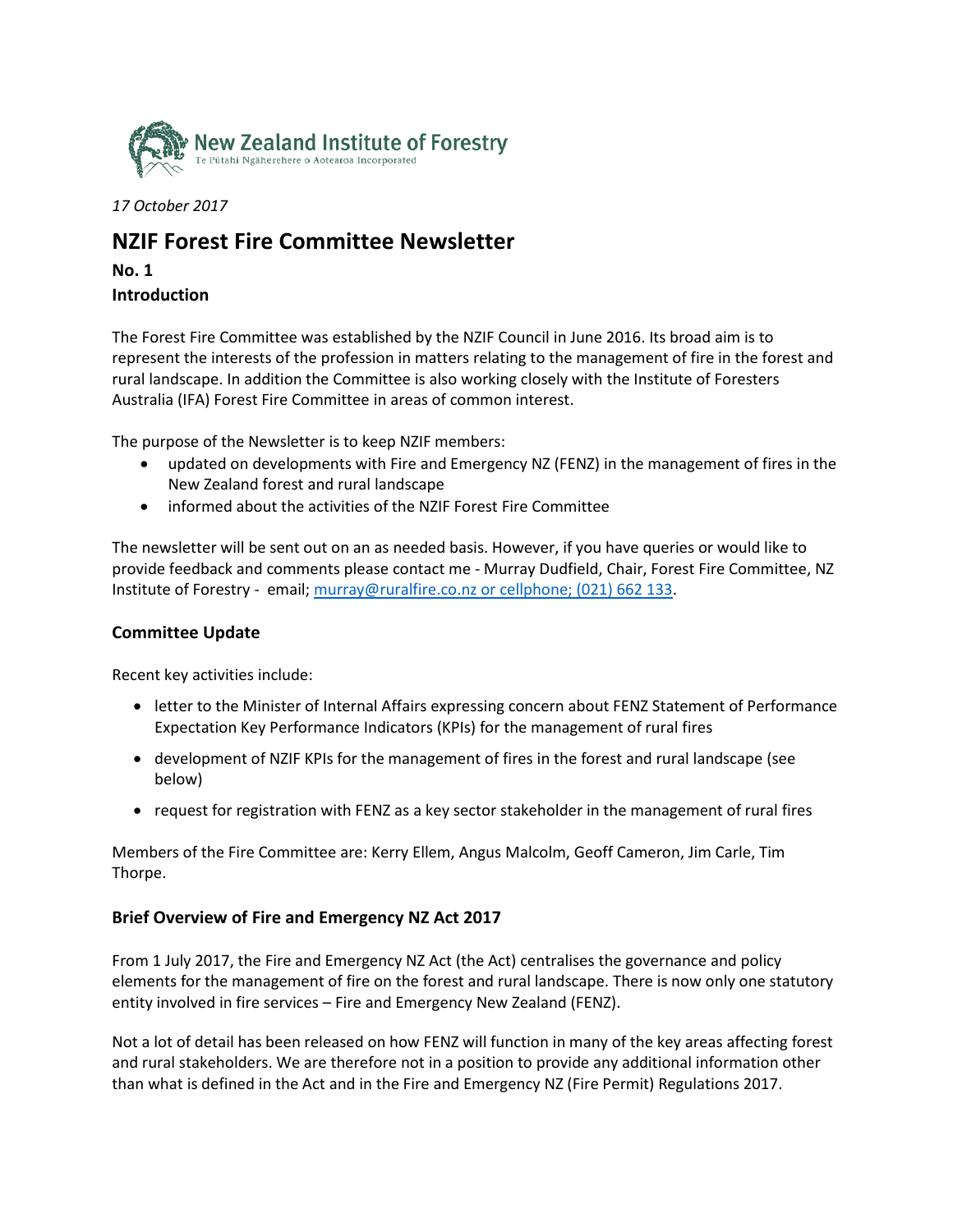New Zealand Institute of Forestry
Te Pūtahi Ngāherehere o Aotearoa Incorporated

*17 October 2017*

# NZIF Forest Fire Committee Newsletter

**No. 1**

**Introduction**

The Forest Fire Committee was established by the NZIF Council in June 2016. Its broad aim is to represent the interests of the profession in matters relating to the management of fire in the forest and rural landscape. In addition the Committee is also working closely with the Institute of Foresters Australia (IFA) Forest Fire Committee in areas of common interest.

The purpose of the Newsletter is to keep NZIF members:

- updated on developments with Fire and Emergency NZ (FENZ) in the management of fires in the New Zealand forest and rural landscape
- informed about the activities of the NZIF Forest Fire Committee

The newsletter will be sent out on an as needed basis. However, if you have queries or would like to provide feedback and comments please contact me - Murray Dudfield, Chair, Forest Fire Committee, NZ Institute of Forestry - email; murray@ruralfire.co.nz or cellphone; (021) 662 133.

## Committee Update

Recent key activities include:

- letter to the Minister of Internal Affairs expressing concern about FENZ Statement of Performance Expectation Key Performance Indicators (KPIs) for the management of rural fires
- development of NZIF KPIs for the management of fires in the forest and rural landscape (see below)
- request for registration with FENZ as a key sector stakeholder in the management of rural fires

Members of the Fire Committee are: Kerry Ellem, Angus Malcolm, Geoff Cameron, Jim Carle, Tim Thorpe.

## Brief Overview of Fire and Emergency NZ Act 2017

From 1 July 2017, the Fire and Emergency NZ Act (the Act) centralises the governance and policy elements for the management of fire on the forest and rural landscape. There is now only one statutory entity involved in fire services – Fire and Emergency New Zealand (FENZ).

Not a lot of detail has been released on how FENZ will function in many of the key areas affecting forest and rural stakeholders. We are therefore not in a position to provide any additional information other than what is defined in the Act and in the Fire and Emergency NZ (Fire Permit) Regulations 2017.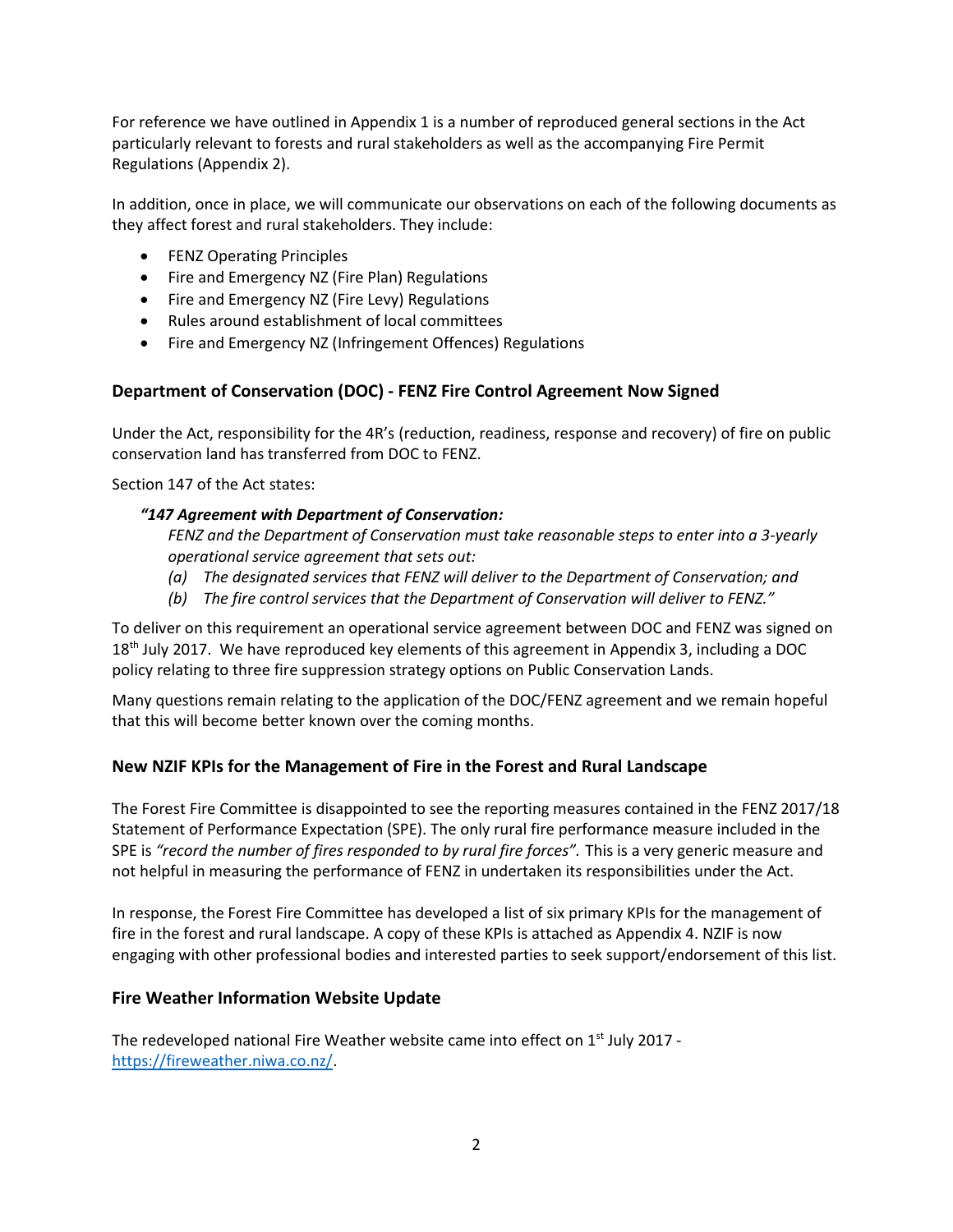For reference we have outlined in Appendix 1 is a number of reproduced general sections in the Act particularly relevant to forests and rural stakeholders as well as the accompanying Fire Permit Regulations (Appendix 2).

In addition, once in place, we will communicate our observations on each of the following documents as they affect forest and rural stakeholders. They include:

- FENZ Operating Principles
- Fire and Emergency NZ (Fire Plan) Regulations
- Fire and Emergency NZ (Fire Levy) Regulations
- Rules around establishment of local committees
- Fire and Emergency NZ (Infringement Offences) Regulations

## Department of Conservation (DOC) - FENZ Fire Control Agreement Now Signed

Under the Act, responsibility for the 4R's (reduction, readiness, response and recovery) of fire on public conservation land has transferred from DOC to FENZ.

Section 147 of the Act states:

> ***"147 Agreement with Department of Conservation:***
>
> *FENZ and the Department of Conservation must take reasonable steps to enter into a 3-yearly operational service agreement that sets out:*
>
> *(a) The designated services that FENZ will deliver to the Department of Conservation; and*
>
> *(b) The fire control services that the Department of Conservation will deliver to FENZ."*

To deliver on this requirement an operational service agreement between DOC and FENZ was signed on 18th July 2017. We have reproduced key elements of this agreement in Appendix 3, including a DOC policy relating to three fire suppression strategy options on Public Conservation Lands.

Many questions remain relating to the application of the DOC/FENZ agreement and we remain hopeful that this will become better known over the coming months.

## New NZIF KPIs for the Management of Fire in the Forest and Rural Landscape

The Forest Fire Committee is disappointed to see the reporting measures contained in the FENZ 2017/18 Statement of Performance Expectation (SPE). The only rural fire performance measure included in the SPE is *"record the number of fires responded to by rural fire forces".* This is a very generic measure and not helpful in measuring the performance of FENZ in undertaken its responsibilities under the Act.

In response, the Forest Fire Committee has developed a list of six primary KPIs for the management of fire in the forest and rural landscape. A copy of these KPIs is attached as Appendix 4. NZIF is now engaging with other professional bodies and interested parties to seek support/endorsement of this list.

## Fire Weather Information Website Update

The redeveloped national Fire Weather website came into effect on 1st July 2017 - https://fireweather.niwa.co.nz/.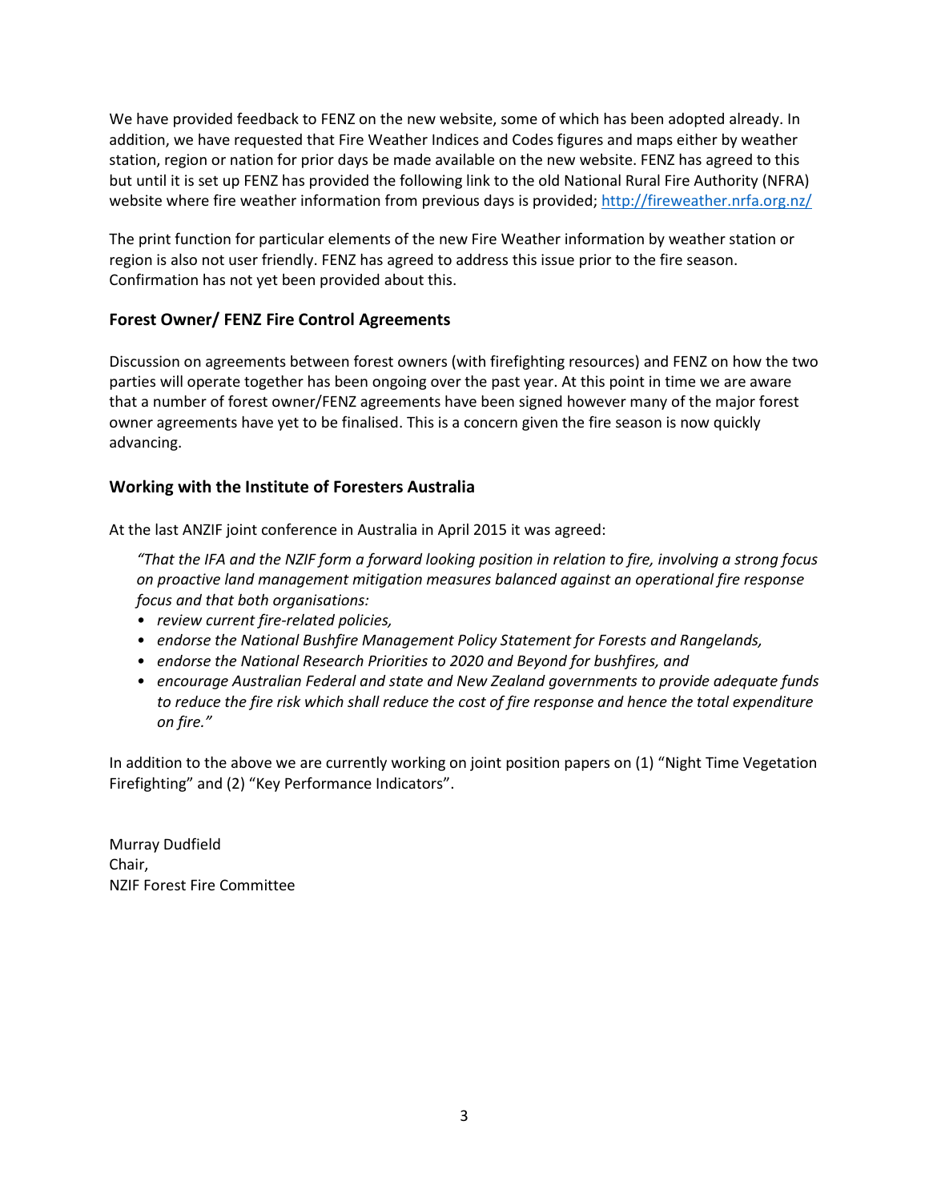We have provided feedback to FENZ on the new website, some of which has been adopted already. In addition, we have requested that Fire Weather Indices and Codes figures and maps either by weather station, region or nation for prior days be made available on the new website. FENZ has agreed to this but until it is set up FENZ has provided the following link to the old National Rural Fire Authority (NFRA) website where fire weather information from previous days is provided; http://fireweather.nrfa.org.nz/

The print function for particular elements of the new Fire Weather information by weather station or region is also not user friendly. FENZ has agreed to address this issue prior to the fire season. Confirmation has not yet been provided about this.

### Forest Owner/ FENZ Fire Control Agreements

Discussion on agreements between forest owners (with firefighting resources) and FENZ on how the two parties will operate together has been ongoing over the past year. At this point in time we are aware that a number of forest owner/FENZ agreements have been signed however many of the major forest owner agreements have yet to be finalised. This is a concern given the fire season is now quickly advancing.

### Working with the Institute of Foresters Australia

At the last ANZIF joint conference in Australia in April 2015 it was agreed:

> *"That the IFA and the NZIF form a forward looking position in relation to fire, involving a strong focus on proactive land management mitigation measures balanced against an operational fire response focus and that both organisations:*
>
> - *review current fire-related policies,*
> - *endorse the National Bushfire Management Policy Statement for Forests and Rangelands,*
> - *endorse the National Research Priorities to 2020 and Beyond for bushfires, and*
> - *encourage Australian Federal and state and New Zealand governments to provide adequate funds to reduce the fire risk which shall reduce the cost of fire response and hence the total expenditure on fire."*

In addition to the above we are currently working on joint position papers on (1) "Night Time Vegetation Firefighting" and (2) "Key Performance Indicators".

Murray Dudfield  
Chair,  
NZIF Forest Fire Committee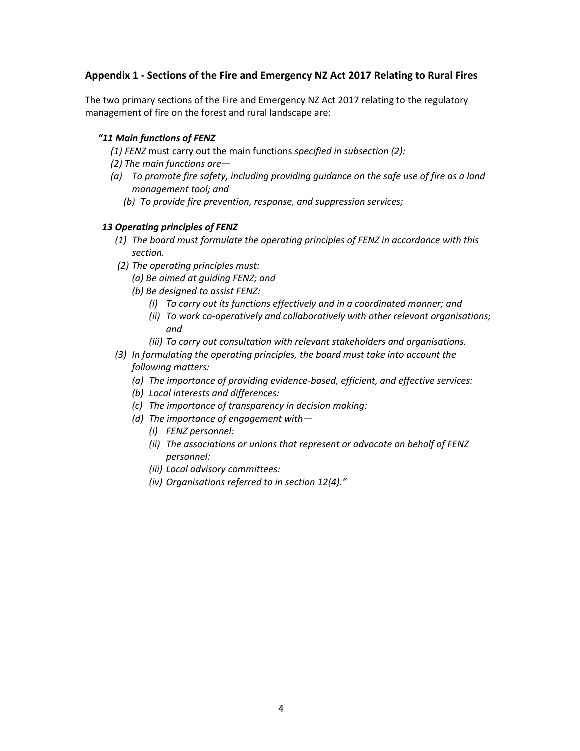## Appendix 1 - Sections of the Fire and Emergency NZ Act 2017 Relating to Rural Fires

The two primary sections of the Fire and Emergency NZ Act 2017 relating to the regulatory management of fire on the forest and rural landscape are:

***"11 Main functions of FENZ***

*(1) FENZ* must carry out the main functions *specified in subsection (2):*

*(2) The main functions are—*

*(a) To promote fire safety, including providing guidance on the safe use of fire as a land management tool; and*

*(b) To provide fire prevention, response, and suppression services;*

***13 Operating principles of FENZ***

*(1) The board must formulate the operating principles of FENZ in accordance with this section.*

*(2) The operating principles must:*

*(a) Be aimed at guiding FENZ; and*

*(b) Be designed to assist FENZ:*

*(i) To carry out its functions effectively and in a coordinated manner; and*

*(ii) To work co-operatively and collaboratively with other relevant organisations; and*

*(iii) To carry out consultation with relevant stakeholders and organisations.*

*(3) In formulating the operating principles, the board must take into account the following matters:*

*(a) The importance of providing evidence-based, efficient, and effective services:*

*(b) Local interests and differences:*

*(c) The importance of transparency in decision making:*

*(d) The importance of engagement with—*

*(i) FENZ personnel:*

*(ii) The associations or unions that represent or advocate on behalf of FENZ personnel:*

*(iii) Local advisory committees:*

*(iv) Organisations referred to in section 12(4)."*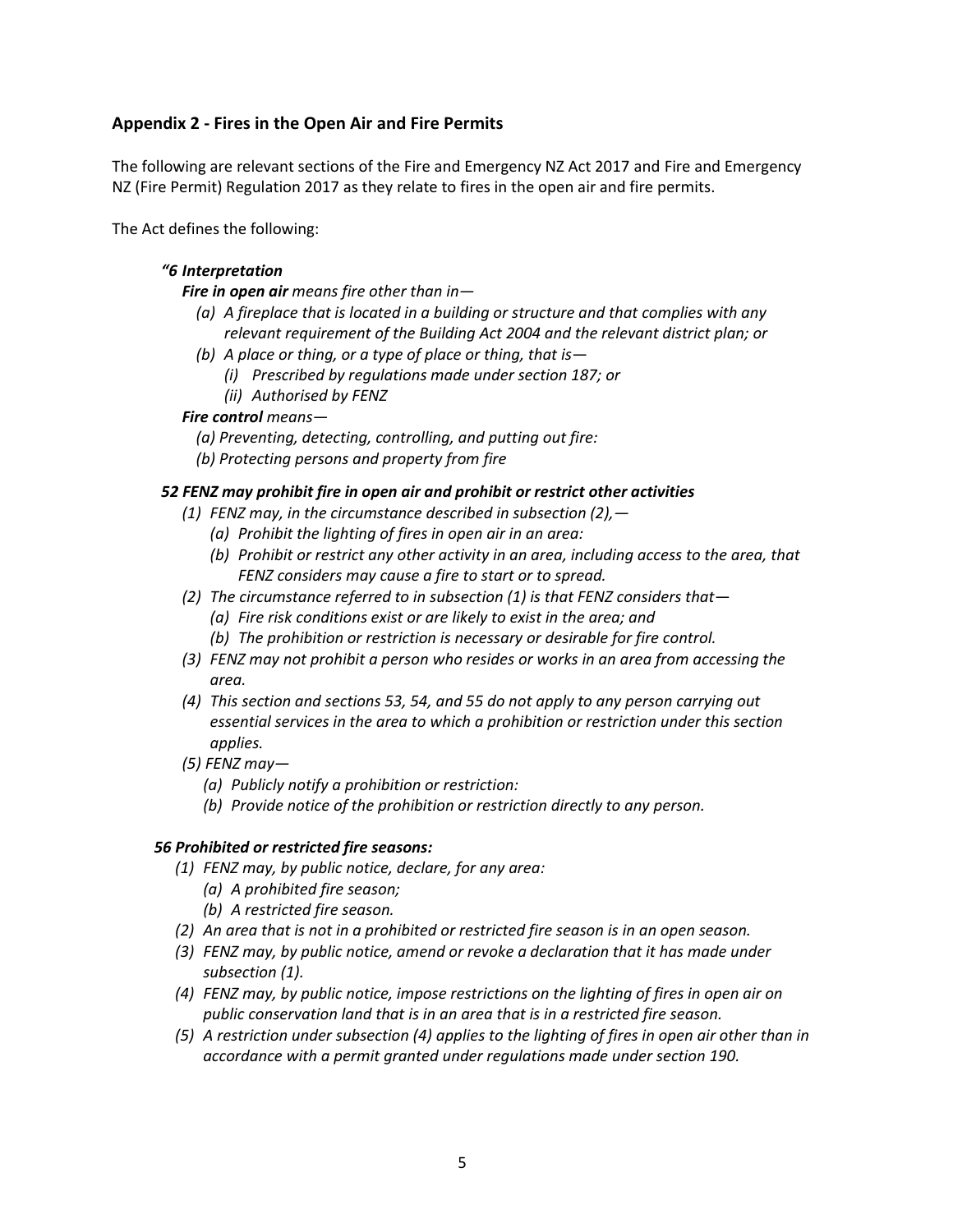## Appendix 2 - Fires in the Open Air and Fire Permits

The following are relevant sections of the Fire and Emergency NZ Act 2017 and Fire and Emergency NZ (Fire Permit) Regulation 2017 as they relate to fires in the open air and fire permits.

The Act defines the following:

***"6 Interpretation***

***Fire in open air*** *means fire other than in—*

- *(a) A fireplace that is located in a building or structure and that complies with any relevant requirement of the Building Act 2004 and the relevant district plan; or*
- *(b) A place or thing, or a type of place or thing, that is—*
  - *(i) Prescribed by regulations made under section 187; or*
  - *(ii) Authorised by FENZ*

***Fire control*** *means—*

- *(a) Preventing, detecting, controlling, and putting out fire:*
- *(b) Protecting persons and property from fire*

***52 FENZ may prohibit fire in open air and prohibit or restrict other activities***

- *(1) FENZ may, in the circumstance described in subsection (2),—*
  - *(a) Prohibit the lighting of fires in open air in an area:*
  - *(b) Prohibit or restrict any other activity in an area, including access to the area, that FENZ considers may cause a fire to start or to spread.*
- *(2) The circumstance referred to in subsection (1) is that FENZ considers that—*
  - *(a) Fire risk conditions exist or are likely to exist in the area; and*
  - *(b) The prohibition or restriction is necessary or desirable for fire control.*
- *(3) FENZ may not prohibit a person who resides or works in an area from accessing the area.*
- *(4) This section and sections 53, 54, and 55 do not apply to any person carrying out essential services in the area to which a prohibition or restriction under this section applies.*
- *(5) FENZ may—*
  - *(a) Publicly notify a prohibition or restriction:*
  - *(b) Provide notice of the prohibition or restriction directly to any person.*

***56 Prohibited or restricted fire seasons:***

- *(1) FENZ may, by public notice, declare, for any area:*
  - *(a) A prohibited fire season;*
  - *(b) A restricted fire season.*
- *(2) An area that is not in a prohibited or restricted fire season is in an open season.*
- *(3) FENZ may, by public notice, amend or revoke a declaration that it has made under subsection (1).*
- *(4) FENZ may, by public notice, impose restrictions on the lighting of fires in open air on public conservation land that is in an area that is in a restricted fire season.*
- *(5) A restriction under subsection (4) applies to the lighting of fires in open air other than in accordance with a permit granted under regulations made under section 190.*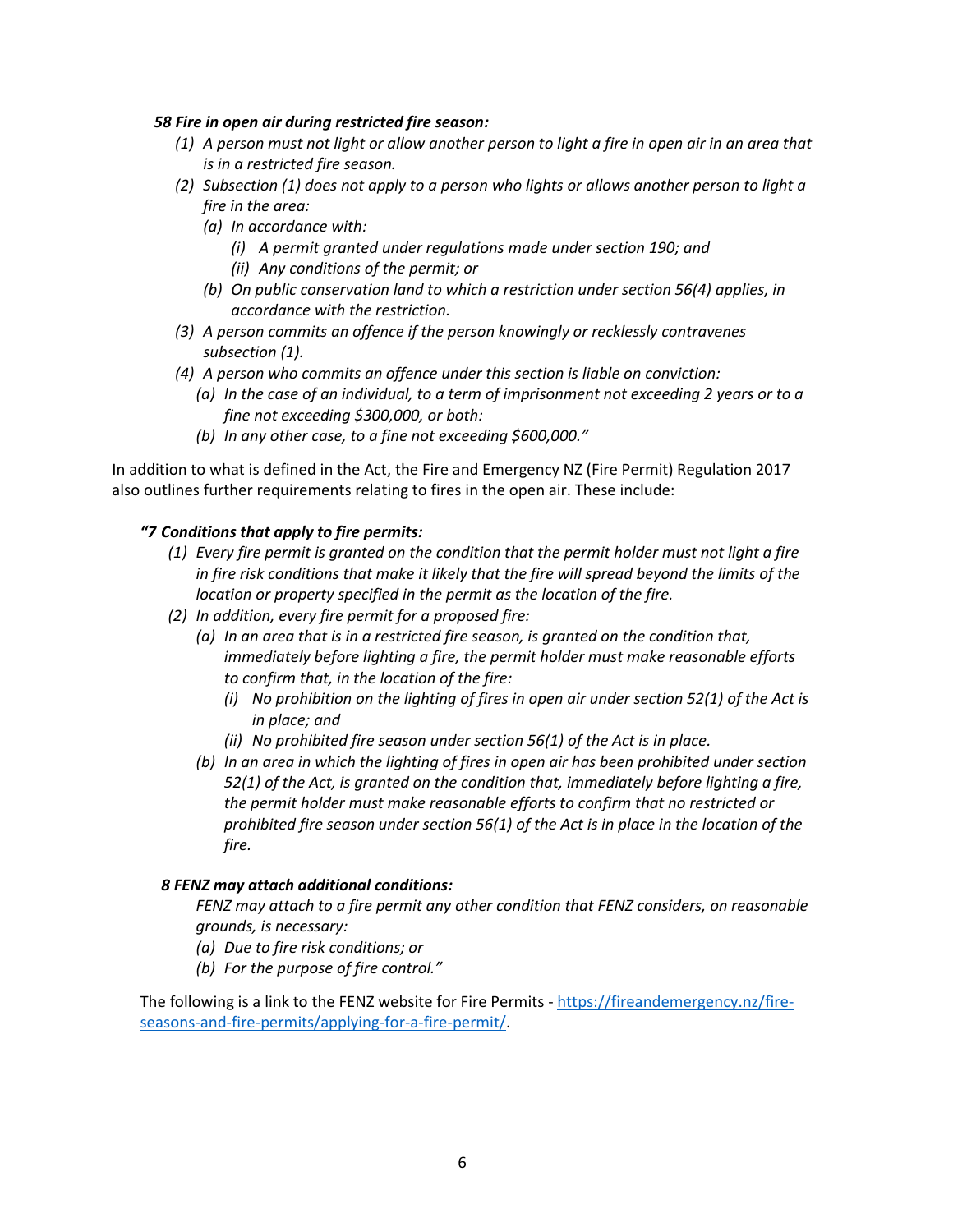***58 Fire in open air during restricted fire season:***

*(1) A person must not light or allow another person to light a fire in open air in an area that is in a restricted fire season.*

*(2) Subsection (1) does not apply to a person who lights or allows another person to light a fire in the area:*

*(a) In accordance with:*

*(i) A permit granted under regulations made under section 190; and*

*(ii) Any conditions of the permit; or*

*(b) On public conservation land to which a restriction under section 56(4) applies, in accordance with the restriction.*

*(3) A person commits an offence if the person knowingly or recklessly contravenes subsection (1).*

*(4) A person who commits an offence under this section is liable on conviction:*

*(a) In the case of an individual, to a term of imprisonment not exceeding 2 years or to a fine not exceeding $300,000, or both:*

*(b) In any other case, to a fine not exceeding $600,000."*

In addition to what is defined in the Act, the Fire and Emergency NZ (Fire Permit) Regulation 2017 also outlines further requirements relating to fires in the open air. These include:

***"7 Conditions that apply to fire permits:***

*(1) Every fire permit is granted on the condition that the permit holder must not light a fire in fire risk conditions that make it likely that the fire will spread beyond the limits of the location or property specified in the permit as the location of the fire.*

*(2) In addition, every fire permit for a proposed fire:*

*(a) In an area that is in a restricted fire season, is granted on the condition that, immediately before lighting a fire, the permit holder must make reasonable efforts to confirm that, in the location of the fire:*

*(i) No prohibition on the lighting of fires in open air under section 52(1) of the Act is in place; and*

*(ii) No prohibited fire season under section 56(1) of the Act is in place.*

*(b) In an area in which the lighting of fires in open air has been prohibited under section 52(1) of the Act, is granted on the condition that, immediately before lighting a fire, the permit holder must make reasonable efforts to confirm that no restricted or prohibited fire season under section 56(1) of the Act is in place in the location of the fire.*

***8 FENZ may attach additional conditions:***

*FENZ may attach to a fire permit any other condition that FENZ considers, on reasonable grounds, is necessary:*

*(a) Due to fire risk conditions; or*

*(b) For the purpose of fire control."*

The following is a link to the FENZ website for Fire Permits - [https://fireandemergency.nz/fire-seasons-and-fire-permits/applying-for-a-fire-permit/](https://fireandemergency.nz/fire-seasons-and-fire-permits/applying-for-a-fire-permit/).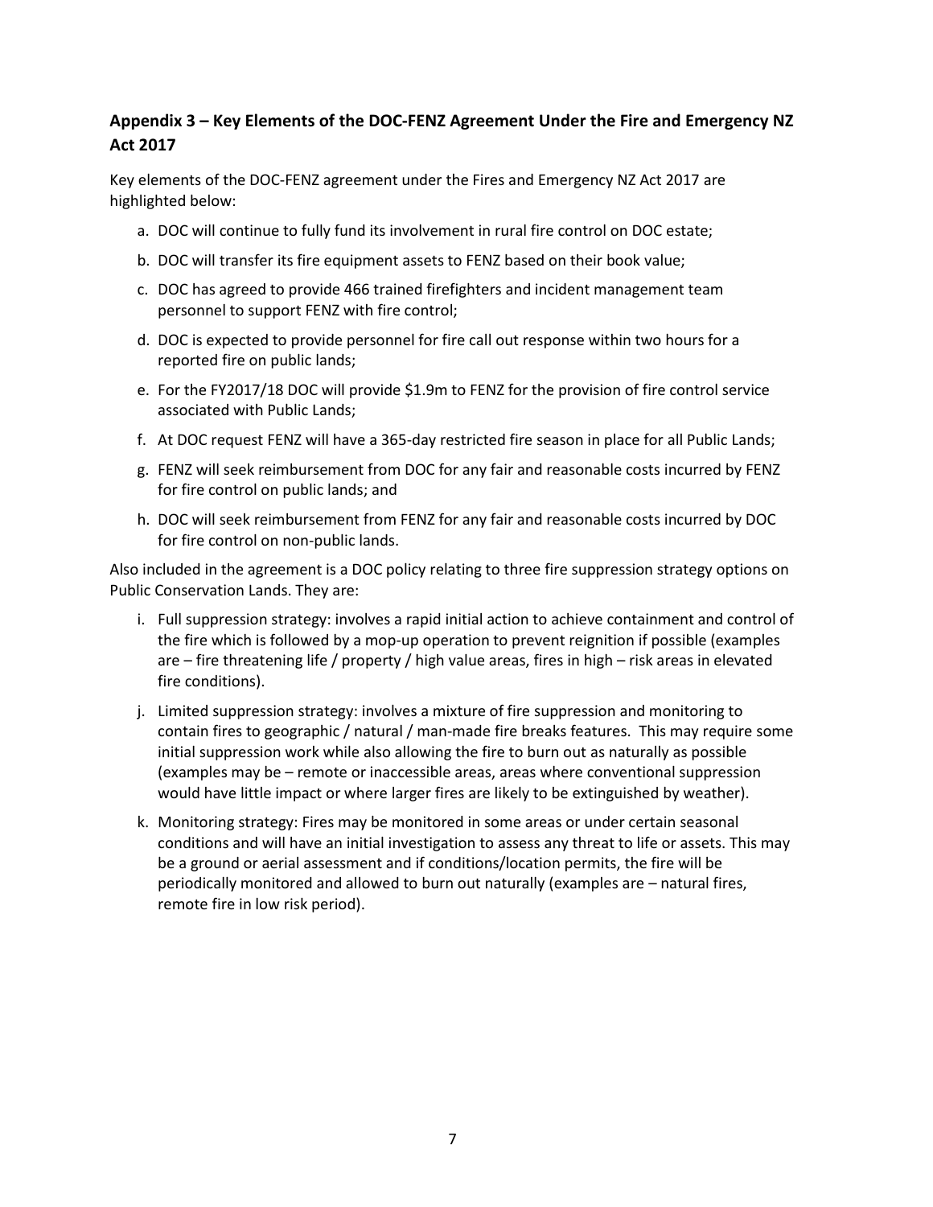## Appendix 3 – Key Elements of the DOC-FENZ Agreement Under the Fire and Emergency NZ Act 2017

Key elements of the DOC-FENZ agreement under the Fires and Emergency NZ Act 2017 are highlighted below:

a. DOC will continue to fully fund its involvement in rural fire control on DOC estate;

b. DOC will transfer its fire equipment assets to FENZ based on their book value;

c. DOC has agreed to provide 466 trained firefighters and incident management team personnel to support FENZ with fire control;

d. DOC is expected to provide personnel for fire call out response within two hours for a reported fire on public lands;

e. For the FY2017/18 DOC will provide $1.9m to FENZ for the provision of fire control service associated with Public Lands;

f. At DOC request FENZ will have a 365-day restricted fire season in place for all Public Lands;

g. FENZ will seek reimbursement from DOC for any fair and reasonable costs incurred by FENZ for fire control on public lands; and

h. DOC will seek reimbursement from FENZ for any fair and reasonable costs incurred by DOC for fire control on non-public lands.

Also included in the agreement is a DOC policy relating to three fire suppression strategy options on Public Conservation Lands. They are:

i. Full suppression strategy: involves a rapid initial action to achieve containment and control of the fire which is followed by a mop-up operation to prevent reignition if possible (examples are – fire threatening life / property / high value areas, fires in high – risk areas in elevated fire conditions).

j. Limited suppression strategy: involves a mixture of fire suppression and monitoring to contain fires to geographic / natural / man-made fire breaks features. This may require some initial suppression work while also allowing the fire to burn out as naturally as possible (examples may be – remote or inaccessible areas, areas where conventional suppression would have little impact or where larger fires are likely to be extinguished by weather).

k. Monitoring strategy: Fires may be monitored in some areas or under certain seasonal conditions and will have an initial investigation to assess any threat to life or assets. This may be a ground or aerial assessment and if conditions/location permits, the fire will be periodically monitored and allowed to burn out naturally (examples are – natural fires, remote fire in low risk period).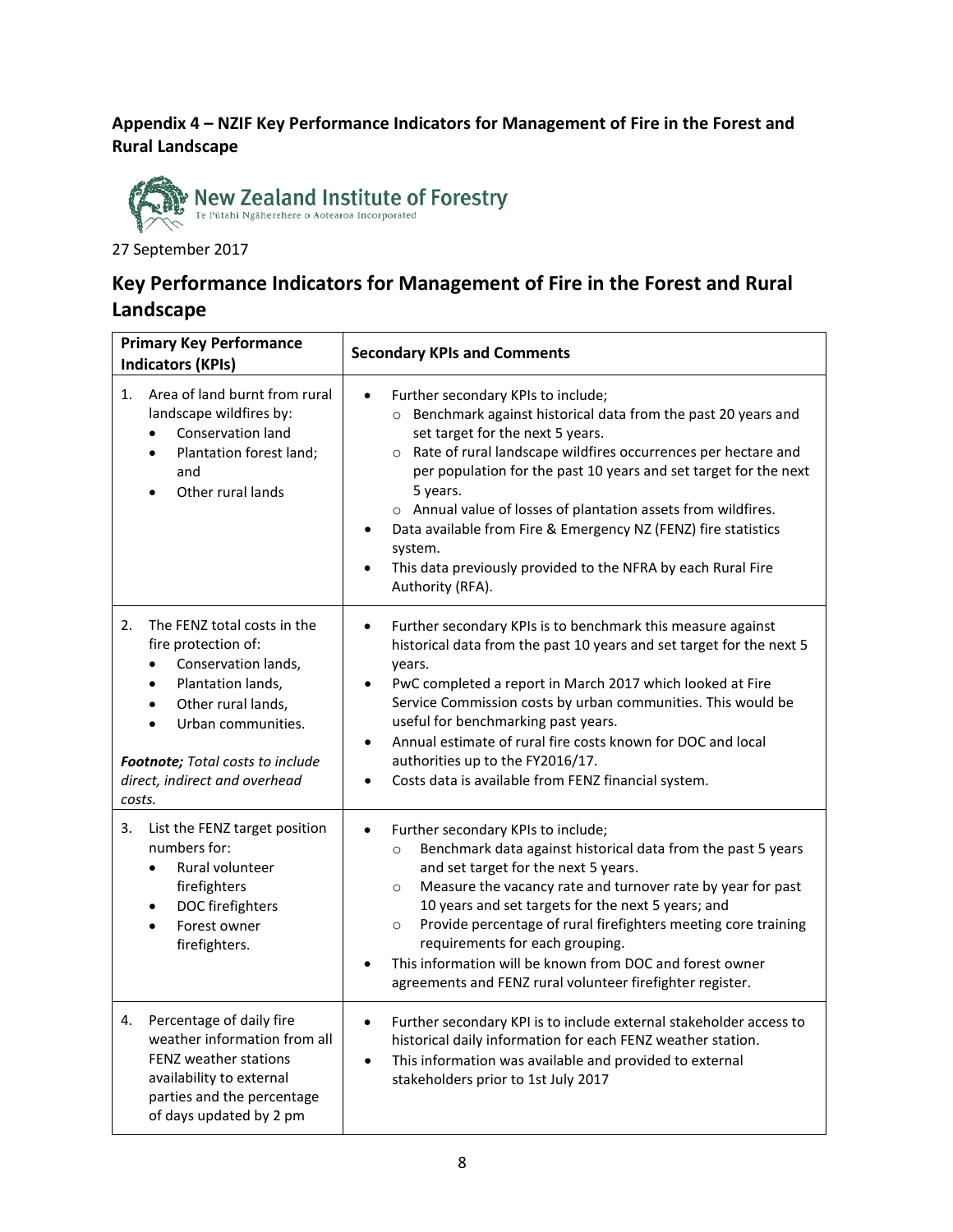## Appendix 4 – NZIF Key Performance Indicators for Management of Fire in the Forest and Rural Landscape

New Zealand Institute of Forestry
Te Pūtahi Ngāherehere o Aotearoa Incorporated

27 September 2017

## Key Performance Indicators for Management of Fire in the Forest and Rural Landscape

| Primary Key Performance Indicators (KPIs) | Secondary KPIs and Comments |
|---|---|
| 1. Area of land burnt from rural landscape wildfires by:<br>• Conservation land<br>• Plantation forest land; and<br>• Other rural lands | • Further secondary KPIs to include;<br>  ○ Benchmark against historical data from the past 20 years and set target for the next 5 years.<br>  ○ Rate of rural landscape wildfires occurrences per hectare and per population for the past 10 years and set target for the next 5 years.<br>  ○ Annual value of losses of plantation assets from wildfires.<br>• Data available from Fire & Emergency NZ (FENZ) fire statistics system.<br>• This data previously provided to the NFRA by each Rural Fire Authority (RFA). |
| 2. The FENZ total costs in the fire protection of:<br>• Conservation lands,<br>• Plantation lands,<br>• Other rural lands,<br>• Urban communities.<br><br>***Footnote;*** *Total costs to include direct, indirect and overhead costs.* | • Further secondary KPIs is to benchmark this measure against historical data from the past 10 years and set target for the next 5 years.<br>• PwC completed a report in March 2017 which looked at Fire Service Commission costs by urban communities. This would be useful for benchmarking past years.<br>• Annual estimate of rural fire costs known for DOC and local authorities up to the FY2016/17.<br>• Costs data is available from FENZ financial system. |
| 3. List the FENZ target position numbers for:<br>• Rural volunteer firefighters<br>• DOC firefighters<br>• Forest owner firefighters. | • Further secondary KPIs to include;<br>  ○ Benchmark data against historical data from the past 5 years and set target for the next 5 years.<br>  ○ Measure the vacancy rate and turnover rate by year for past 10 years and set targets for the next 5 years; and<br>  ○ Provide percentage of rural firefighters meeting core training requirements for each grouping.<br>• This information will be known from DOC and forest owner agreements and FENZ rural volunteer firefighter register. |
| 4. Percentage of daily fire weather information from all FENZ weather stations availability to external parties and the percentage of days updated by 2 pm | • Further secondary KPI is to include external stakeholder access to historical daily information for each FENZ weather station.<br>• This information was available and provided to external stakeholders prior to 1st July 2017 |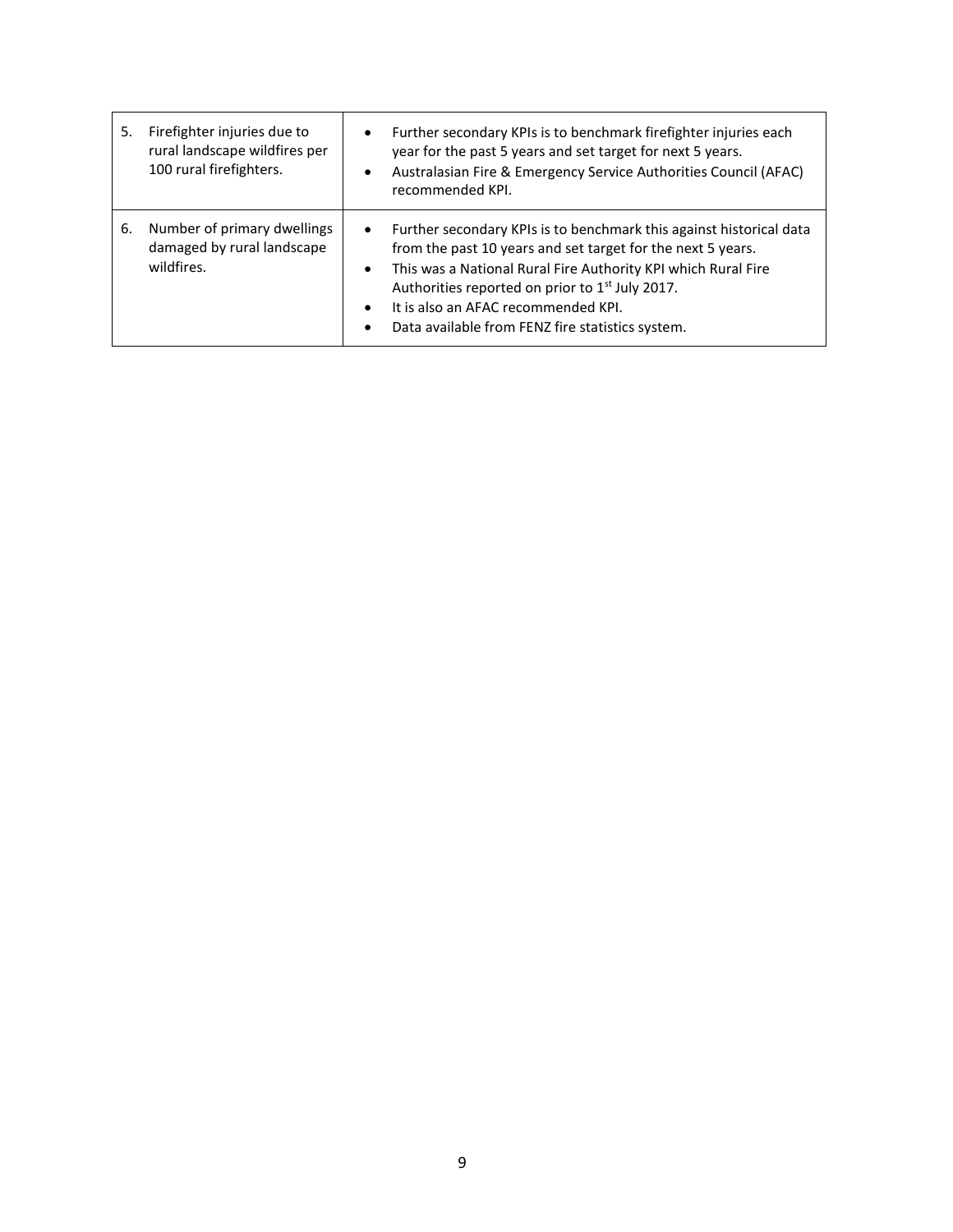| | | |
|---|---|---|
| 5. | Firefighter injuries due to rural landscape wildfires per 100 rural firefighters. | • Further secondary KPIs is to benchmark firefighter injuries each year for the past 5 years and set target for next 5 years.<br>• Australasian Fire & Emergency Service Authorities Council (AFAC) recommended KPI. |
| 6. | Number of primary dwellings damaged by rural landscape wildfires. | • Further secondary KPIs is to benchmark this against historical data from the past 10 years and set target for the next 5 years.<br>• This was a National Rural Fire Authority KPI which Rural Fire Authorities reported on prior to 1st July 2017.<br>• It is also an AFAC recommended KPI.<br>• Data available from FENZ fire statistics system. |